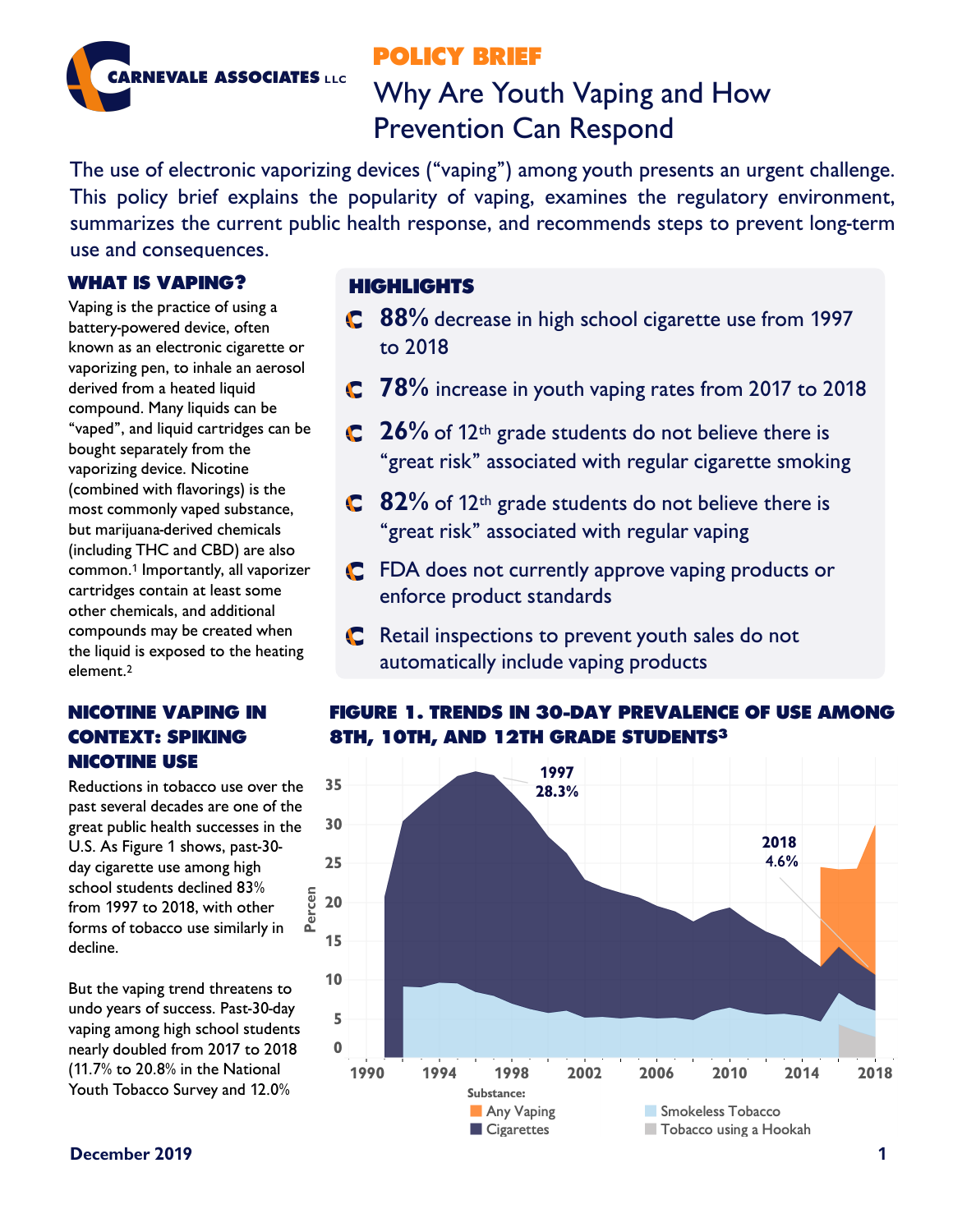# POLICY BRIEF

# Why Are Youth Vaping and How Prevention Can Respond

The use of electronic vaporizing devices ("vaping") among youth presents an urgent challenge. This policy brief explains the popularity of vaping, examines the regulatory environment, summarizes the current public health response, and recommends steps to prevent long-term use and consequences.

## WHAT IS VAPING?

Vaping is the practice of using a battery-powered device, often known as an electronic cigarette or vaporizing pen, to inhale an aerosol derived from a heated liquid compound. Many liquids can be "vaped", and liquid cartridges can be bought separately from the vaporizing device. Nicotine (combined with flavorings) is the most commonly vaped substance, but marijuana-derived chemicals (including THC and CBD) are also common.[1] Importantly, all vaporizer cartridges contain at least some other chemicals, and additional compounds may be created when the liquid is exposed to the heating element.[2]

## HIGHLIGHTS

- **88%** decrease in high school cigarette use from 1997 to 2018
- **78%** increase in youth vaping rates from 2017 to 2018
- **26%** of 12th grade students do not believe there is "great risk" associated with regular cigarette smoking
- **82%** of 12th grade students do not believe there is "great risk" associated with regular vaping
- FDA does not currently approve vaping products or enforce product standards
- Retail inspections to prevent youth sales do not automatically include vaping products

## NICOTINE VAPING IN CONTEXT: SPIKING NICOTINE USE

Reductions in tobacco use over the past several decades are one of the great public health successes in the U.S. As Figure 1 shows, past-30-day cigarette use among high school students declined 83% from 1997 to 2018, with other forms of tobacco use similarly in decline.

But the vaping trend threatens to undo years of success. Past-30-day vaping among high school students nearly doubled from 2017 to 2018 (11.7% to 20.8% in the National Youth Tobacco Survey and 12.0%

### FIGURE 1. TRENDS IN 30-DAY PREVALENCE OF USE AMONG 8TH, 10TH, AND 12TH GRADE STUDENTS[3]

Annotations: 1997 28.3%; 2018 4.6%

Substance: Any Vaping; Cigarettes; Smokeless Tobacco; Tobacco using a Hookah

**December 2019**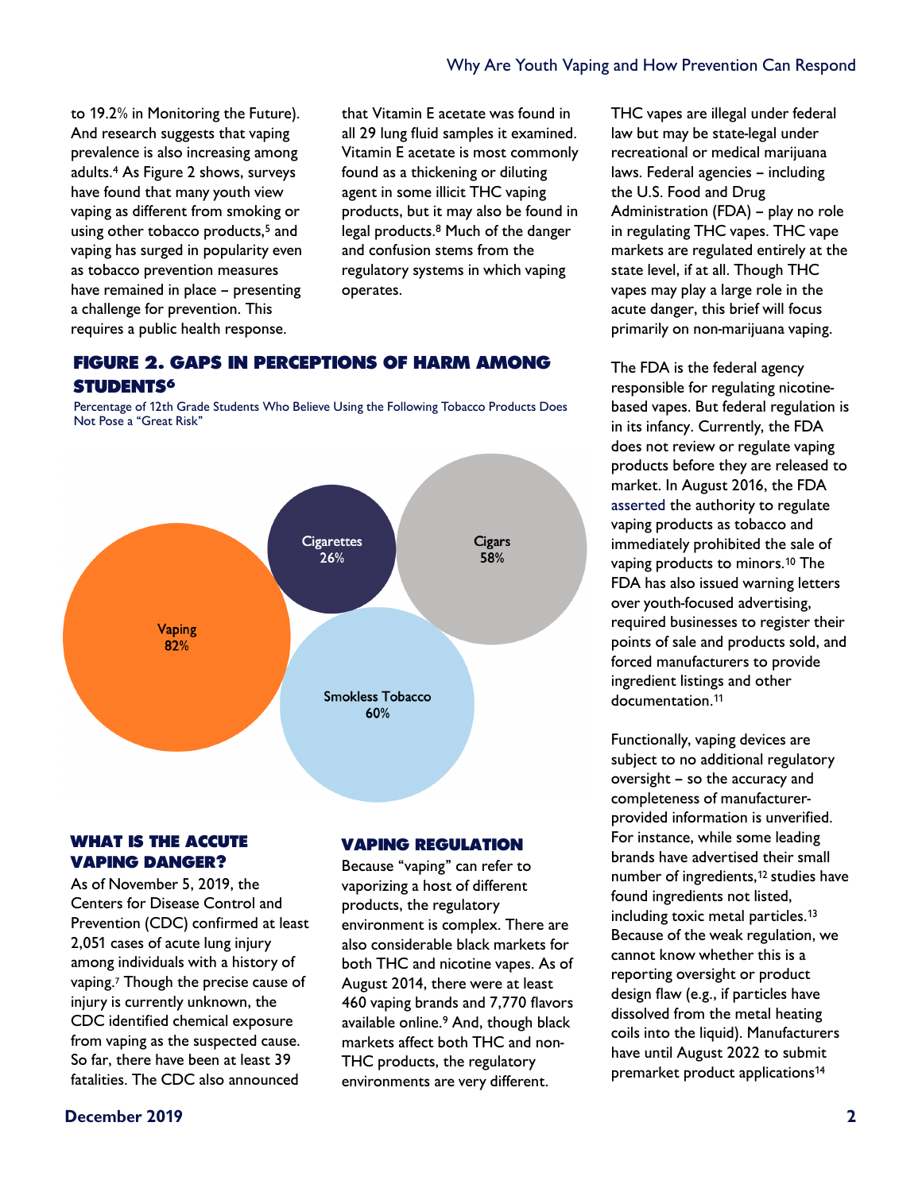to 19.2% in Monitoring the Future). And research suggests that vaping prevalence is also increasing among adults.[4] As Figure 2 shows, surveys have found that many youth view vaping as different from smoking or using other tobacco products,[5] and vaping has surged in popularity even as tobacco prevention measures have remained in place – presenting a challenge for prevention. This requires a public health response.

## FIGURE 2. GAPS IN PERCEPTIONS OF HARM AMONG STUDENTS[6]

Percentage of 12th Grade Students Who Believe Using the Following Tobacco Products Does Not Pose a "Great Risk"

| Product | Percentage |
|---|---|
| Vaping | 82% |
| Cigarettes | 26% |
| Cigars | 58% |
| Smokless Tobacco | 60% |

## WHAT IS THE ACCUTE VAPING DANGER?

As of November 5, 2019, the Centers for Disease Control and Prevention (CDC) confirmed at least 2,051 cases of acute lung injury among individuals with a history of vaping.[7] Though the precise cause of injury is currently unknown, the CDC identified chemical exposure from vaping as the suspected cause. So far, there have been at least 39 fatalities. The CDC also announced that Vitamin E acetate was found in all 29 lung fluid samples it examined. Vitamin E acetate is most commonly found as a thickening or diluting agent in some illicit THC vaping products, but it may also be found in legal products.[8] Much of the danger and confusion stems from the regulatory systems in which vaping operates.

## VAPING REGULATION

Because "vaping" can refer to vaporizing a host of different products, the regulatory environment is complex. There are also considerable black markets for both THC and nicotine vapes. As of August 2014, there were at least 460 vaping brands and 7,770 flavors available online.[9] And, though black markets affect both THC and non-THC products, the regulatory environments are very different.

THC vapes are illegal under federal law but may be state-legal under recreational or medical marijuana laws. Federal agencies – including the U.S. Food and Drug Administration (FDA) – play no role in regulating THC vapes. THC vape markets are regulated entirely at the state level, if at all. Though THC vapes may play a large role in the acute danger, this brief will focus primarily on non-marijuana vaping.

The FDA is the federal agency responsible for regulating nicotine-based vapes. But federal regulation is in its infancy. Currently, the FDA does not review or regulate vaping products before they are released to market. In August 2016, the FDA asserted the authority to regulate vaping products as tobacco and immediately prohibited the sale of vaping products to minors.[10] The FDA has also issued warning letters over youth-focused advertising, required businesses to register their points of sale and products sold, and forced manufacturers to provide ingredient listings and other documentation.[11]

Functionally, vaping devices are subject to no additional regulatory oversight – so the accuracy and completeness of manufacturer-provided information is unverified. For instance, while some leading brands have advertised their small number of ingredients,[12] studies have found ingredients not listed, including toxic metal particles.[13] Because of the weak regulation, we cannot know whether this is a reporting oversight or product design flaw (e.g., if particles have dissolved from the metal heating coils into the liquid). Manufacturers have until August 2022 to submit premarket product applications[14]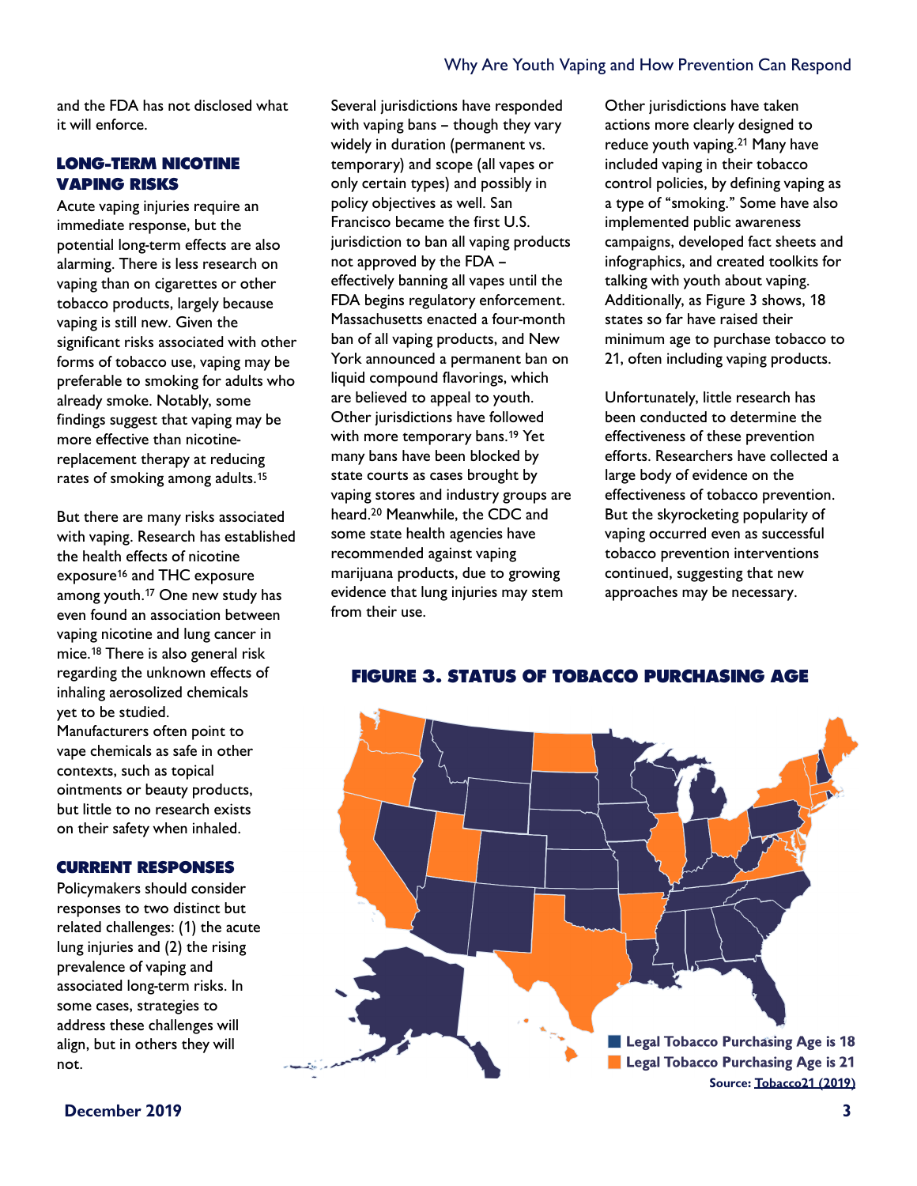and the FDA has not disclosed what it will enforce.

### LONG-TERM NICOTINE VAPING RISKS

Acute vaping injuries require an immediate response, but the potential long-term effects are also alarming. There is less research on vaping than on cigarettes or other tobacco products, largely because vaping is still new. Given the significant risks associated with other forms of tobacco use, vaping may be preferable to smoking for adults who already smoke. Notably, some findings suggest that vaping may be more effective than nicotine-replacement therapy at reducing rates of smoking among adults.[15]

But there are many risks associated with vaping. Research has established the health effects of nicotine exposure[16] and THC exposure among youth.[17] One new study has even found an association between vaping nicotine and lung cancer in mice.[18] There is also general risk regarding the unknown effects of inhaling aerosolized chemicals yet to be studied. Manufacturers often point to vape chemicals as safe in other contexts, such as topical ointments or beauty products, but little to no research exists on their safety when inhaled.

### CURRENT RESPONSES

Policymakers should consider responses to two distinct but related challenges: (1) the acute lung injuries and (2) the rising prevalence of vaping and associated long-term risks. In some cases, strategies to address these challenges will align, but in others they will not.

Several jurisdictions have responded with vaping bans – though they vary widely in duration (permanent vs. temporary) and scope (all vapes or only certain types) and possibly in policy objectives as well. San Francisco became the first U.S. jurisdiction to ban all vaping products not approved by the FDA – effectively banning all vapes until the FDA begins regulatory enforcement. Massachusetts enacted a four-month ban of all vaping products, and New York announced a permanent ban on liquid compound flavorings, which are believed to appeal to youth. Other jurisdictions have followed with more temporary bans.[19] Yet many bans have been blocked by state courts as cases brought by vaping stores and industry groups are heard.[20] Meanwhile, the CDC and some state health agencies have recommended against vaping marijuana products, due to growing evidence that lung injuries may stem from their use.

Other jurisdictions have taken actions more clearly designed to reduce youth vaping.[21] Many have included vaping in their tobacco control policies, by defining vaping as a type of "smoking." Some have also implemented public awareness campaigns, developed fact sheets and infographics, and created toolkits for talking with youth about vaping. Additionally, as Figure 3 shows, 18 states so far have raised their minimum age to purchase tobacco to 21, often including vaping products.

Unfortunately, little research has been conducted to determine the effectiveness of these prevention efforts. Researchers have collected a large body of evidence on the effectiveness of tobacco prevention. But the skyrocketing popularity of vaping occurred even as successful tobacco prevention interventions continued, suggesting that new approaches may be necessary.

### FIGURE 3. STATUS OF TOBACCO PURCHASING AGE

Legal Tobacco Purchasing Age is 18

Legal Tobacco Purchasing Age is 21

Source: Tobacco21 (2019)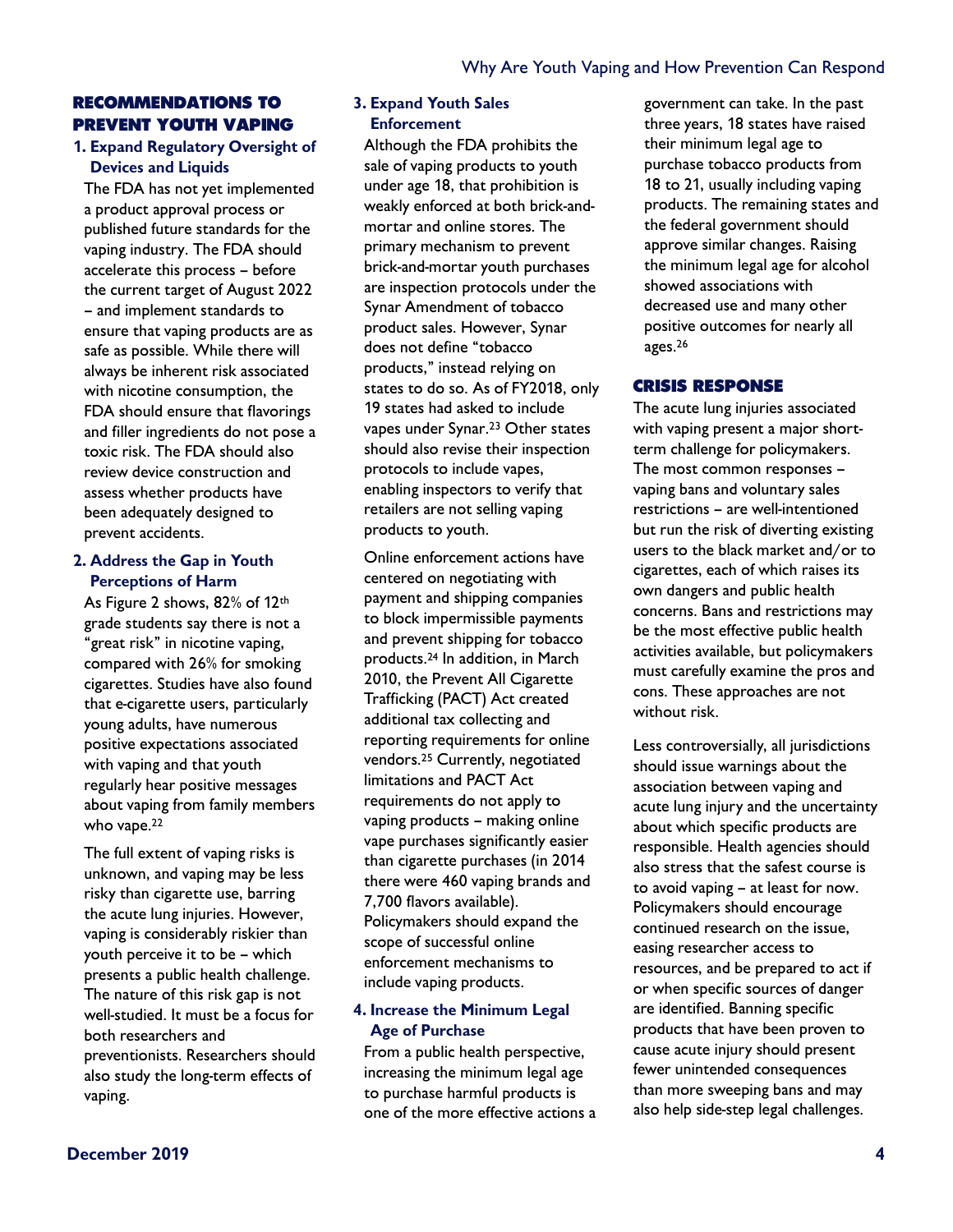## RECOMMENDATIONS TO PREVENT YOUTH VAPING

### 1. Expand Regulatory Oversight of Devices and Liquids

The FDA has not yet implemented a product approval process or published future standards for the vaping industry. The FDA should accelerate this process – before the current target of August 2022 – and implement standards to ensure that vaping products are as safe as possible. While there will always be inherent risk associated with nicotine consumption, the FDA should ensure that flavorings and filler ingredients do not pose a toxic risk. The FDA should also review device construction and assess whether products have been adequately designed to prevent accidents.

### 2. Address the Gap in Youth Perceptions of Harm

As Figure 2 shows, 82% of 12th grade students say there is not a "great risk" in nicotine vaping, compared with 26% for smoking cigarettes. Studies have also found that e-cigarette users, particularly young adults, have numerous positive expectations associated with vaping and that youth regularly hear positive messages about vaping from family members who vape.[22]

The full extent of vaping risks is unknown, and vaping may be less risky than cigarette use, barring the acute lung injuries. However, vaping is considerably riskier than youth perceive it to be – which presents a public health challenge. The nature of this risk gap is not well-studied. It must be a focus for both researchers and preventionists. Researchers should also study the long-term effects of vaping.

### 3. Expand Youth Sales Enforcement

Although the FDA prohibits the sale of vaping products to youth under age 18, that prohibition is weakly enforced at both brick-and-mortar and online stores. The primary mechanism to prevent brick-and-mortar youth purchases are inspection protocols under the Synar Amendment of tobacco product sales. However, Synar does not define "tobacco products," instead relying on states to do so. As of FY2018, only 19 states had asked to include vapes under Synar.[23] Other states should also revise their inspection protocols to include vapes, enabling inspectors to verify that retailers are not selling vaping products to youth.

Online enforcement actions have centered on negotiating with payment and shipping companies to block impermissible payments and prevent shipping for tobacco products.[24] In addition, in March 2010, the Prevent All Cigarette Trafficking (PACT) Act created additional tax collecting and reporting requirements for online vendors.[25] Currently, negotiated limitations and PACT Act requirements do not apply to vaping products – making online vape purchases significantly easier than cigarette purchases (in 2014 there were 460 vaping brands and 7,700 flavors available). Policymakers should expand the scope of successful online enforcement mechanisms to include vaping products.

### 4. Increase the Minimum Legal Age of Purchase

From a public health perspective, increasing the minimum legal age to purchase harmful products is one of the more effective actions a government can take. In the past three years, 18 states have raised their minimum legal age to purchase tobacco products from 18 to 21, usually including vaping products. The remaining states and the federal government should approve similar changes. Raising the minimum legal age for alcohol showed associations with decreased use and many other positive outcomes for nearly all ages.[26]

## CRISIS RESPONSE

The acute lung injuries associated with vaping present a major short-term challenge for policymakers. The most common responses – vaping bans and voluntary sales restrictions – are well-intentioned but run the risk of diverting existing users to the black market and/or to cigarettes, each of which raises its own dangers and public health concerns. Bans and restrictions may be the most effective public health activities available, but policymakers must carefully examine the pros and cons. These approaches are not without risk.

Less controversially, all jurisdictions should issue warnings about the association between vaping and acute lung injury and the uncertainty about which specific products are responsible. Health agencies should also stress that the safest course is to avoid vaping – at least for now. Policymakers should encourage continued research on the issue, easing researcher access to resources, and be prepared to act if or when specific sources of danger are identified. Banning specific products that have been proven to cause acute injury should present fewer unintended consequences than more sweeping bans and may also help side-step legal challenges.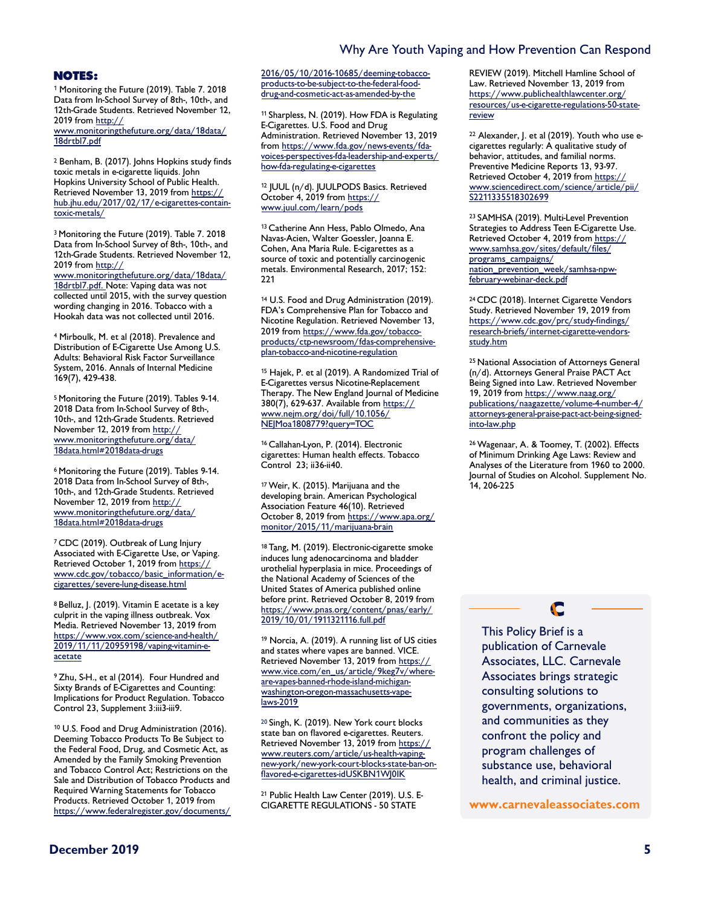## NOTES:

[1] Monitoring the Future (2019). Table 7. 2018 Data from In-School Survey of 8th-, 10th-, and 12th-Grade Students. Retrieved November 12, 2019 from http://www.monitoringthefuture.org/data/18data/18drtbl7.pdf

[2] Benham, B. (2017). Johns Hopkins study finds toxic metals in e-cigarette liquids. John Hopkins University School of Public Health. Retrieved November 13, 2019 from https://hub.jhu.edu/2017/02/17/e-cigarettes-contain-toxic-metals/

[3] Monitoring the Future (2019). Table 7. 2018 Data from In-School Survey of 8th-, 10th-, and 12th-Grade Students. Retrieved November 12, 2019 from http://www.monitoringthefuture.org/data/18data/18drtbl7.pdf. Note: Vaping data was not collected until 2015, with the survey question wording changing in 2016. Tobacco with a Hookah data was not collected until 2016.

[4] Mirboulk, M. et al (2018). Prevalence and Distribution of E-Cigarette Use Among U.S. Adults: Behavioral Risk Factor Surveillance System, 2016. Annals of Internal Medicine 169(7), 429-438.

[5] Monitoring the Future (2019). Tables 9-14. 2018 Data from In-School Survey of 8th-, 10th-, and 12th-Grade Students. Retrieved November 12, 2019 from http://www.monitoringthefuture.org/data/18data.html#2018data-drugs

[6] Monitoring the Future (2019). Tables 9-14. 2018 Data from In-School Survey of 8th-, 10th-, and 12th-Grade Students. Retrieved November 12, 2019 from http://www.monitoringthefuture.org/data/18data.html#2018data-drugs

[7] CDC (2019). Outbreak of Lung Injury Associated with E-Cigarette Use, or Vaping. Retrieved October 1, 2019 from https://www.cdc.gov/tobacco/basic_information/e-cigarettes/severe-lung-disease.html

[8] Belluz, J. (2019). Vitamin E acetate is a key culprit in the vaping illness outbreak. Vox Media. Retrieved November 13, 2019 from https://www.vox.com/science-and-health/2019/11/11/20959198/vaping-vitamin-e-acetate

[9] Zhu, S-H., et al (2014). Four Hundred and Sixty Brands of E-Cigarettes and Counting: Implications for Product Regulation. Tobacco Control 23, Supplement 3:iii3-iii9.

[10] U.S. Food and Drug Administration (2016). Deeming Tobacco Products To Be Subject to the Federal Food, Drug, and Cosmetic Act, as Amended by the Family Smoking Prevention and Tobacco Control Act; Restrictions on the Sale and Distribution of Tobacco Products and Required Warning Statements for Tobacco Products. Retrieved October 1, 2019 from https://www.federalregister.gov/documents/2016/05/10/2016-10685/deeming-tobacco-products-to-be-subject-to-the-federal-food-drug-and-cosmetic-act-as-amended-by-the

[11] Sharpless, N. (2019). How FDA is Regulating E-Cigarettes. U.S. Food and Drug Administration. Retrieved November 13, 2019 from https://www.fda.gov/news-events/fda-voices-perspectives-fda-leadership-and-experts/how-fda-regulating-e-cigarettes

[12] JUUL (n/d). JUULPODS Basics. Retrieved October 4, 2019 from https://www.juul.com/learn/pods

[13] Catherine Ann Hess, Pablo Olmedo, Ana Navas-Acien, Walter Goessler, Joanna E. Cohen, Ana Maria Rule. E-cigarettes as a source of toxic and potentially carcinogenic metals. Environmental Research, 2017; 152: 221

[14] U.S. Food and Drug Administration (2019). FDA's Comprehensive Plan for Tobacco and Nicotine Regulation. Retrieved November 13, 2019 from https://www.fda.gov/tobacco-products/ctp-newsroom/fdas-comprehensive-plan-tobacco-and-nicotine-regulation

[15] Hajek, P. et al (2019). A Randomized Trial of E-Cigarettes versus Nicotine-Replacement Therapy. The New England Journal of Medicine 380(7), 629-637. Available from https://www.nejm.org/doi/full/10.1056/NEJMoa1808779?query=TOC

[16] Callahan-Lyon, P. (2014). Electronic cigarettes: Human health effects. Tobacco Control 23; ii36-ii40.

[17] Weir, K. (2015). Marijuana and the developing brain. American Psychological Association Feature 46(10). Retrieved October 8, 2019 from https://www.apa.org/monitor/2015/11/marijuana-brain

[18] Tang, M. (2019). Electronic-cigarette smoke induces lung adenocarcinoma and bladder urothelial hyperplasia in mice. Proceedings of the National Academy of Sciences of the United States of America published online before print. Retrieved October 8, 2019 from https://www.pnas.org/content/pnas/early/2019/10/01/1911321116.full.pdf

[19] Norcia, A. (2019). A running list of US cities and states where vapes are banned. VICE. Retrieved November 13, 2019 from https://www.vice.com/en_us/article/9keg7v/where-are-vapes-banned-rhode-island-michigan-washington-oregon-massachusetts-vape-laws-2019

[20] Singh, K. (2019). New York court blocks state ban on flavored e-cigarettes. Reuters. Retrieved November 13, 2019 from https://www.reuters.com/article/us-health-vaping-new-york/new-york-court-blocks-state-ban-on-flavored-e-cigarettes-idUSKBN1WJ0IK

[21] Public Health Law Center (2019). U.S. E-CIGARETTE REGULATIONS - 50 STATE REVIEW (2019). Mitchell Hamline School of Law. Retrieved November 13, 2019 from https://www.publichealthlawcenter.org/resources/us-e-cigarette-regulations-50-state-review

[22] Alexander, J. et al (2019). Youth who use e-cigarettes regularly: A qualitative study of behavior, attitudes, and familial norms. Preventive Medicine Reports 13, 93-97. Retrieved October 4, 2019 from https://www.sciencedirect.com/science/article/pii/S2211335518302699

[23] SAMHSA (2019). Multi-Level Prevention Strategies to Address Teen E-Cigarette Use. Retrieved October 4, 2019 from https://www.samhsa.gov/sites/default/files/programs_campaigns/nation_prevention_week/samhsa-npw-february-webinar-deck.pdf

[24] CDC (2018). Internet Cigarette Vendors Study. Retrieved November 19, 2019 from https://www.cdc.gov/prc/study-findings/research-briefs/internet-cigarette-vendors-study.htm

[25] National Association of Attorneys General (n/d). Attorneys General Praise PACT Act Being Signed into Law. Retrieved November 19, 2019 from https://www.naag.org/publications/naagazette/volume-4-number-4/attorneys-general-praise-pact-act-being-signed-into-law.php

[26] Wagenaar, A. & Toomey, T. (2002). Effects of Minimum Drinking Age Laws: Review and Analyses of the Literature from 1960 to 2000. Journal of Studies on Alcohol. Supplement No. 14, 206-225

This Policy Brief is a publication of Carnevale Associates, LLC. Carnevale Associates brings strategic consulting solutions to governments, organizations, and communities as they confront the policy and program challenges of substance use, behavioral health, and criminal justice.

**www.carnevaleassociates.com**

**December 2019**